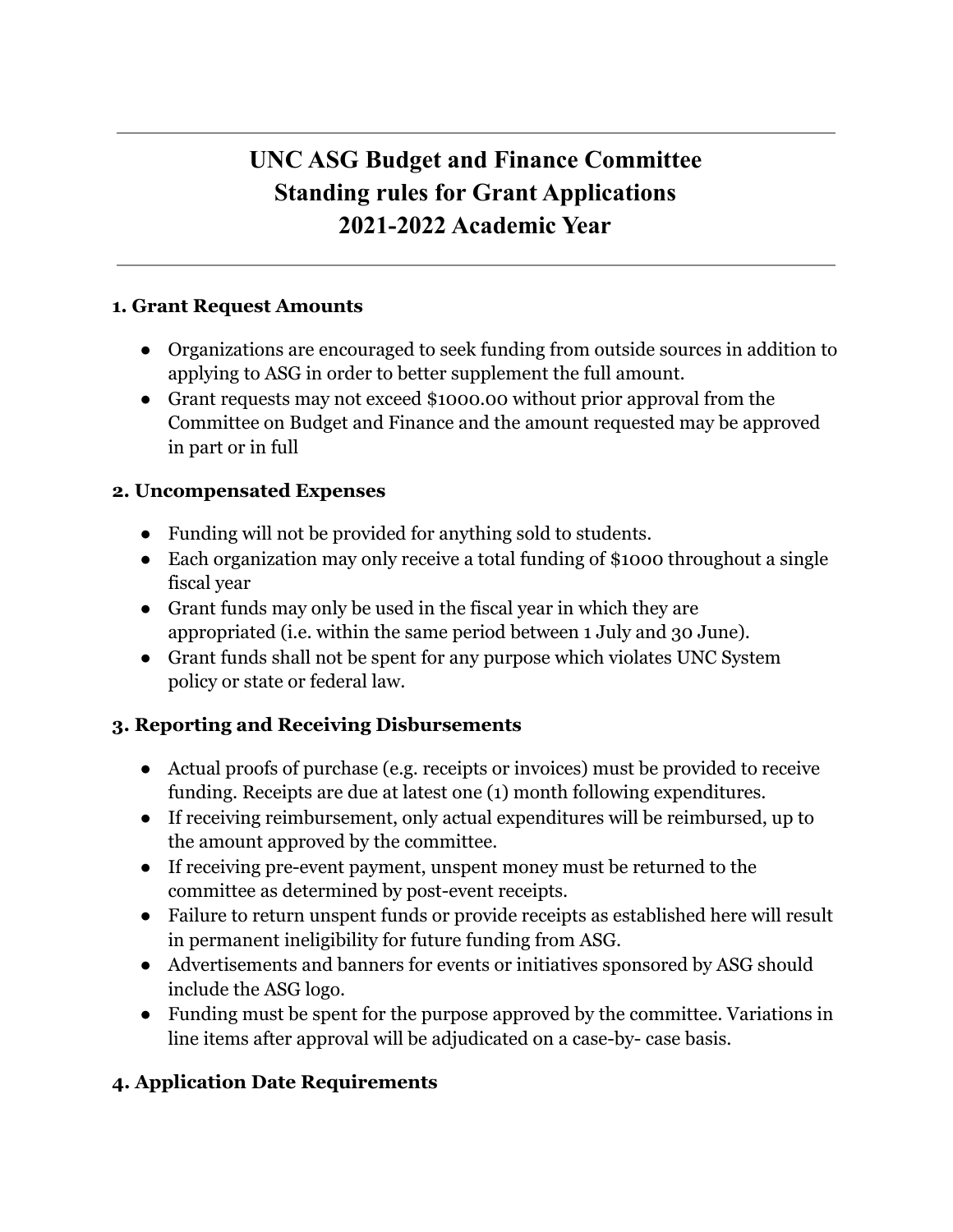# UNC ASG Budget and Finance Committee
# Standing rules for Grant Applications
# 2021-2022 Academic Year

---

### 1. Grant Request Amounts

- Organizations are encouraged to seek funding from outside sources in addition to applying to ASG in order to better supplement the full amount.
- Grant requests may not exceed $1000.00 without prior approval from the Committee on Budget and Finance and the amount requested may be approved in part or in full

### 2. Uncompensated Expenses

- Funding will not be provided for anything sold to students.
- Each organization may only receive a total funding of $1000 throughout a single fiscal year
- Grant funds may only be used in the fiscal year in which they are appropriated (i.e. within the same period between 1 July and 30 June).
- Grant funds shall not be spent for any purpose which violates UNC System policy or state or federal law.

### 3. Reporting and Receiving Disbursements

- Actual proofs of purchase (e.g. receipts or invoices) must be provided to receive funding. Receipts are due at latest one (1) month following expenditures.
- If receiving reimbursement, only actual expenditures will be reimbursed, up to the amount approved by the committee.
- If receiving pre-event payment, unspent money must be returned to the committee as determined by post-event receipts.
- Failure to return unspent funds or provide receipts as established here will result in permanent ineligibility for future funding from ASG.
- Advertisements and banners for events or initiatives sponsored by ASG should include the ASG logo.
- Funding must be spent for the purpose approved by the committee. Variations in line items after approval will be adjudicated on a case-by- case basis.

### 4. Application Date Requirements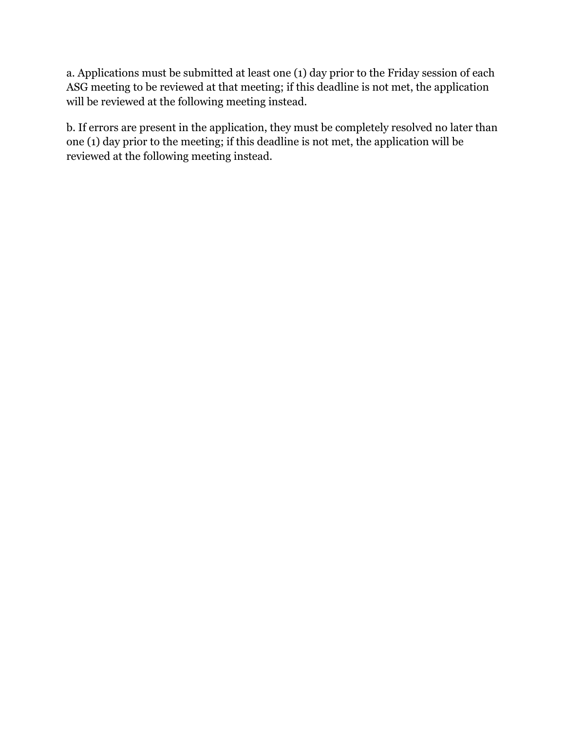a. Applications must be submitted at least one (1) day prior to the Friday session of each ASG meeting to be reviewed at that meeting; if this deadline is not met, the application will be reviewed at the following meeting instead.

b. If errors are present in the application, they must be completely resolved no later than one (1) day prior to the meeting; if this deadline is not met, the application will be reviewed at the following meeting instead.